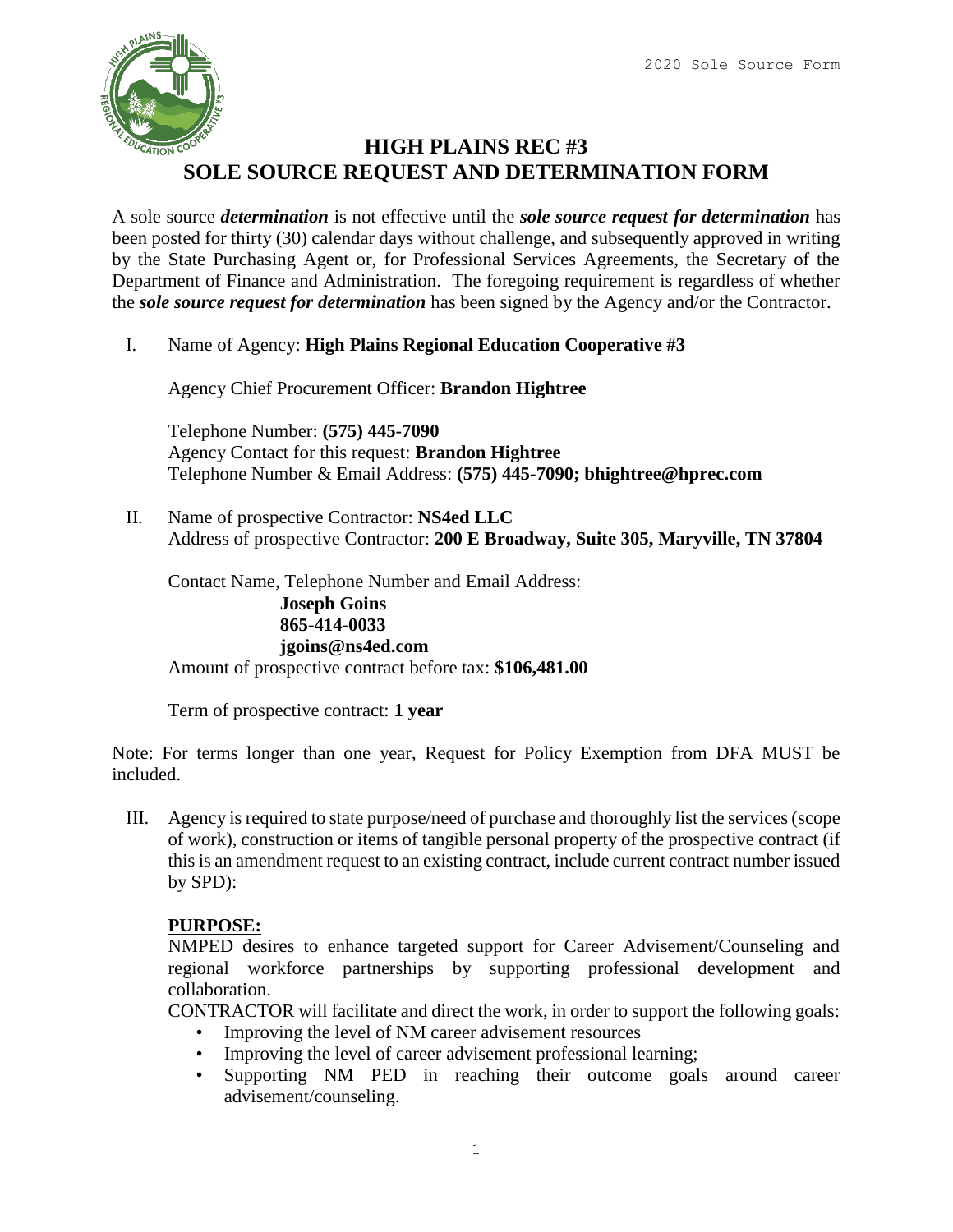2020 Sole Source Form

# HIGH PLAINS REC #3
# SOLE SOURCE REQUEST AND DETERMINATION FORM

A sole source ***determination*** is not effective until the ***sole source request for determination*** has been posted for thirty (30) calendar days without challenge, and subsequently approved in writing by the State Purchasing Agent or, for Professional Services Agreements, the Secretary of the Department of Finance and Administration. The foregoing requirement is regardless of whether the ***sole source request for determination*** has been signed by the Agency and/or the Contractor.

I. Name of Agency: **High Plains Regional Education Cooperative #3**

Agency Chief Procurement Officer: **Brandon Hightree**

Telephone Number: **(575) 445-7090**
Agency Contact for this request: **Brandon Hightree**
Telephone Number & Email Address: **(575) 445-7090; bhightree@hprec.com**

II. Name of prospective Contractor: **NS4ed LLC**
Address of prospective Contractor: **200 E Broadway, Suite 305, Maryville, TN 37804**

Contact Name, Telephone Number and Email Address:
**Joseph Goins**
**865-414-0033**
**jgoins@ns4ed.com**
Amount of prospective contract before tax: **$106,481.00**

Term of prospective contract: **1 year**

Note: For terms longer than one year, Request for Policy Exemption from DFA MUST be included.

III. Agency is required to state purpose/need of purchase and thoroughly list the services (scope of work), construction or items of tangible personal property of the prospective contract (if this is an amendment request to an existing contract, include current contract number issued by SPD):

**PURPOSE:**
NMPED desires to enhance targeted support for Career Advisement/Counseling and regional workforce partnerships by supporting professional development and collaboration.
CONTRACTOR will facilitate and direct the work, in order to support the following goals:

- Improving the level of NM career advisement resources
- Improving the level of career advisement professional learning;
- Supporting NM PED in reaching their outcome goals around career advisement/counseling.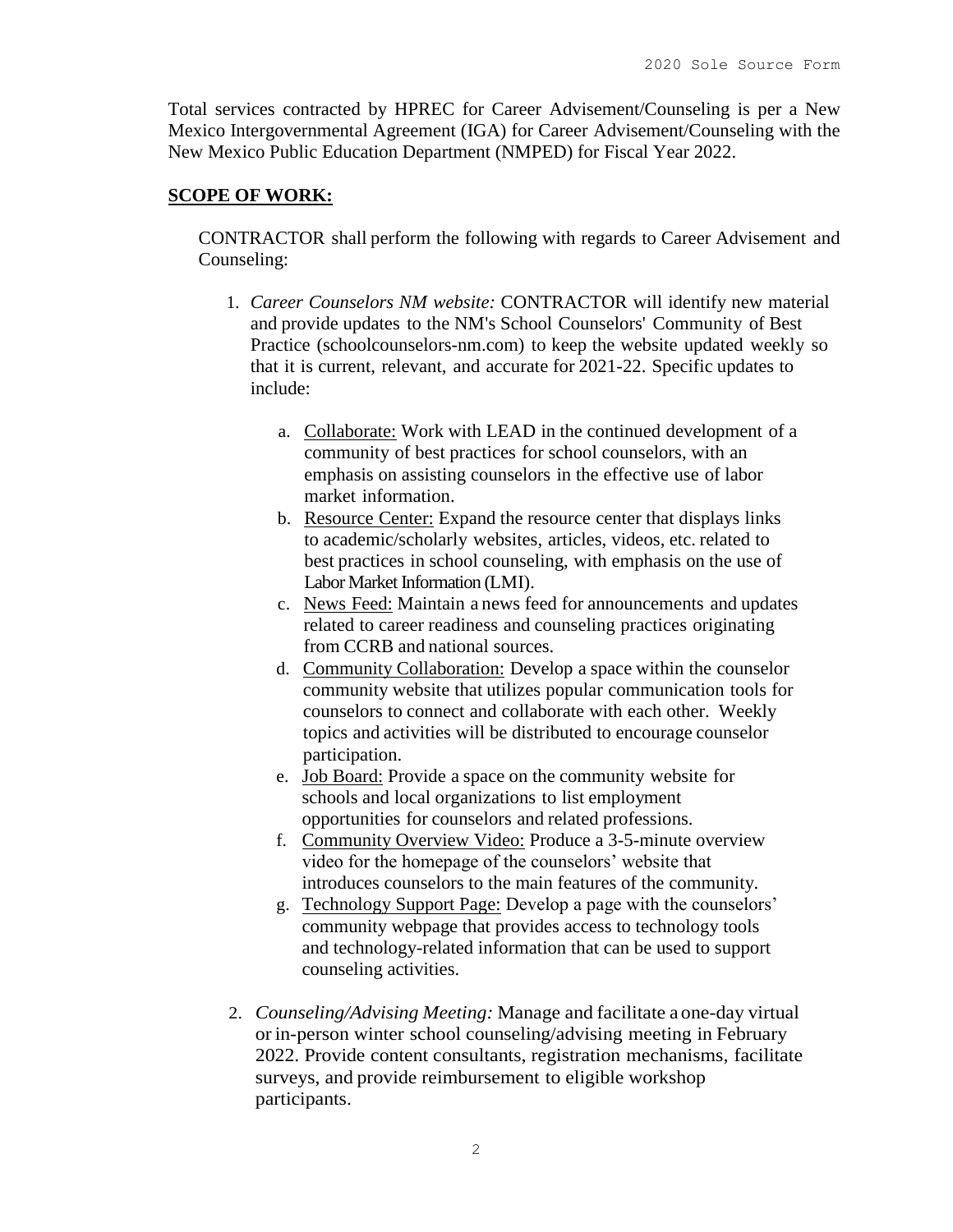Total services contracted by HPREC for Career Advisement/Counseling is per a New Mexico Intergovernmental Agreement (IGA) for Career Advisement/Counseling with the New Mexico Public Education Department (NMPED) for Fiscal Year 2022.

**SCOPE OF WORK:**

CONTRACTOR shall perform the following with regards to Career Advisement and Counseling:

1. *Career Counselors NM website:* CONTRACTOR will identify new material and provide updates to the NM's School Counselors' Community of Best Practice (schoolcounselors-nm.com) to keep the website updated weekly so that it is current, relevant, and accurate for 2021-22. Specific updates to include:

   a. Collaborate: Work with LEAD in the continued development of a community of best practices for school counselors, with an emphasis on assisting counselors in the effective use of labor market information.
   b. Resource Center: Expand the resource center that displays links to academic/scholarly websites, articles, videos, etc. related to best practices in school counseling, with emphasis on the use of Labor Market Information (LMI).
   c. News Feed: Maintain a news feed for announcements and updates related to career readiness and counseling practices originating from CCRB and national sources.
   d. Community Collaboration: Develop a space within the counselor community website that utilizes popular communication tools for counselors to connect and collaborate with each other. Weekly topics and activities will be distributed to encourage counselor participation.
   e. Job Board: Provide a space on the community website for schools and local organizations to list employment opportunities for counselors and related professions.
   f. Community Overview Video: Produce a 3-5-minute overview video for the homepage of the counselors' website that introduces counselors to the main features of the community.
   g. Technology Support Page: Develop a page with the counselors' community webpage that provides access to technology tools and technology-related information that can be used to support counseling activities.

2. *Counseling/Advising Meeting:* Manage and facilitate a one-day virtual or in-person winter school counseling/advising meeting in February 2022. Provide content consultants, registration mechanisms, facilitate surveys, and provide reimbursement to eligible workshop participants.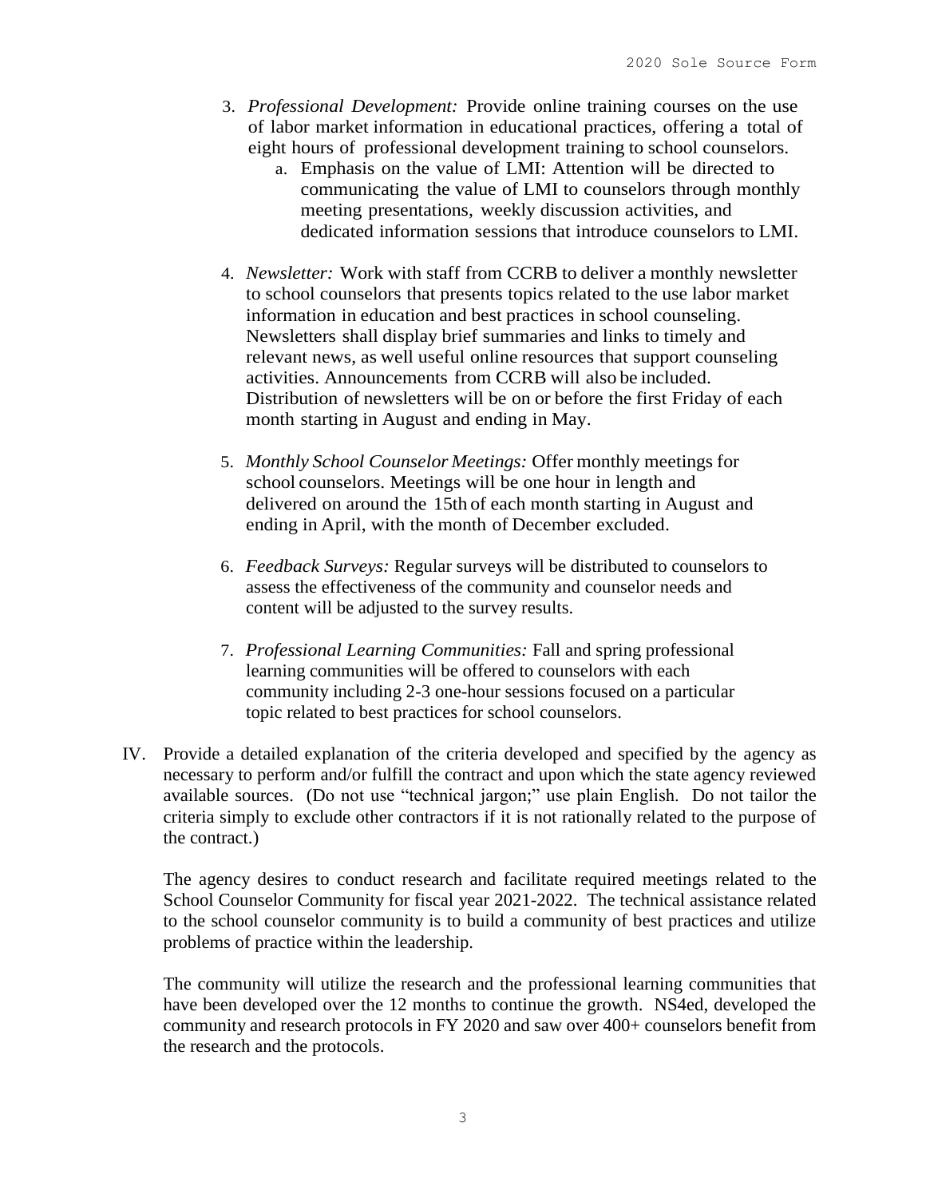3. *Professional Development:* Provide online training courses on the use of labor market information in educational practices, offering a total of eight hours of professional development training to school counselors.
    a. Emphasis on the value of LMI: Attention will be directed to communicating the value of LMI to counselors through monthly meeting presentations, weekly discussion activities, and dedicated information sessions that introduce counselors to LMI.

4. *Newsletter:* Work with staff from CCRB to deliver a monthly newsletter to school counselors that presents topics related to the use labor market information in education and best practices in school counseling. Newsletters shall display brief summaries and links to timely and relevant news, as well useful online resources that support counseling activities. Announcements from CCRB will also be included. Distribution of newsletters will be on or before the first Friday of each month starting in August and ending in May.

5. *Monthly School Counselor Meetings:* Offer monthly meetings for school counselors. Meetings will be one hour in length and delivered on around the 15th of each month starting in August and ending in April, with the month of December excluded.

6. *Feedback Surveys:* Regular surveys will be distributed to counselors to assess the effectiveness of the community and counselor needs and content will be adjusted to the survey results.

7. *Professional Learning Communities:* Fall and spring professional learning communities will be offered to counselors with each community including 2-3 one-hour sessions focused on a particular topic related to best practices for school counselors.

IV. Provide a detailed explanation of the criteria developed and specified by the agency as necessary to perform and/or fulfill the contract and upon which the state agency reviewed available sources. (Do not use "technical jargon;" use plain English. Do not tailor the criteria simply to exclude other contractors if it is not rationally related to the purpose of the contract.)

The agency desires to conduct research and facilitate required meetings related to the School Counselor Community for fiscal year 2021-2022. The technical assistance related to the school counselor community is to build a community of best practices and utilize problems of practice within the leadership.

The community will utilize the research and the professional learning communities that have been developed over the 12 months to continue the growth. NS4ed, developed the community and research protocols in FY 2020 and saw over 400+ counselors benefit from the research and the protocols.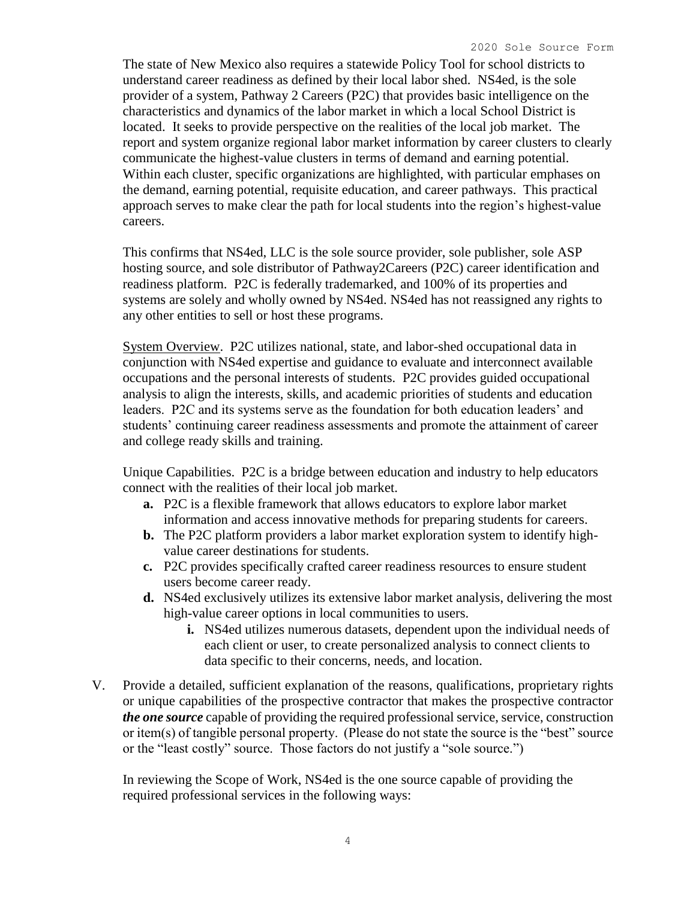The state of New Mexico also requires a statewide Policy Tool for school districts to understand career readiness as defined by their local labor shed. NS4ed, is the sole provider of a system, Pathway 2 Careers (P2C) that provides basic intelligence on the characteristics and dynamics of the labor market in which a local School District is located. It seeks to provide perspective on the realities of the local job market. The report and system organize regional labor market information by career clusters to clearly communicate the highest-value clusters in terms of demand and earning potential. Within each cluster, specific organizations are highlighted, with particular emphases on the demand, earning potential, requisite education, and career pathways. This practical approach serves to make clear the path for local students into the region's highest-value careers.

This confirms that NS4ed, LLC is the sole source provider, sole publisher, sole ASP hosting source, and sole distributor of Pathway2Careers (P2C) career identification and readiness platform. P2C is federally trademarked, and 100% of its properties and systems are solely and wholly owned by NS4ed. NS4ed has not reassigned any rights to any other entities to sell or host these programs.

System Overview. P2C utilizes national, state, and labor-shed occupational data in conjunction with NS4ed expertise and guidance to evaluate and interconnect available occupations and the personal interests of students. P2C provides guided occupational analysis to align the interests, skills, and academic priorities of students and education leaders. P2C and its systems serve as the foundation for both education leaders' and students' continuing career readiness assessments and promote the attainment of career and college ready skills and training.

Unique Capabilities. P2C is a bridge between education and industry to help educators connect with the realities of their local job market.

- **a.** P2C is a flexible framework that allows educators to explore labor market information and access innovative methods for preparing students for careers.
- **b.** The P2C platform providers a labor market exploration system to identify high-value career destinations for students.
- **c.** P2C provides specifically crafted career readiness resources to ensure student users become career ready.
- **d.** NS4ed exclusively utilizes its extensive labor market analysis, delivering the most high-value career options in local communities to users.
  - **i.** NS4ed utilizes numerous datasets, dependent upon the individual needs of each client or user, to create personalized analysis to connect clients to data specific to their concerns, needs, and location.

V. Provide a detailed, sufficient explanation of the reasons, qualifications, proprietary rights or unique capabilities of the prospective contractor that makes the prospective contractor ***the one source*** capable of providing the required professional service, service, construction or item(s) of tangible personal property. (Please do not state the source is the "best" source or the "least costly" source. Those factors do not justify a "sole source.")

In reviewing the Scope of Work, NS4ed is the one source capable of providing the required professional services in the following ways: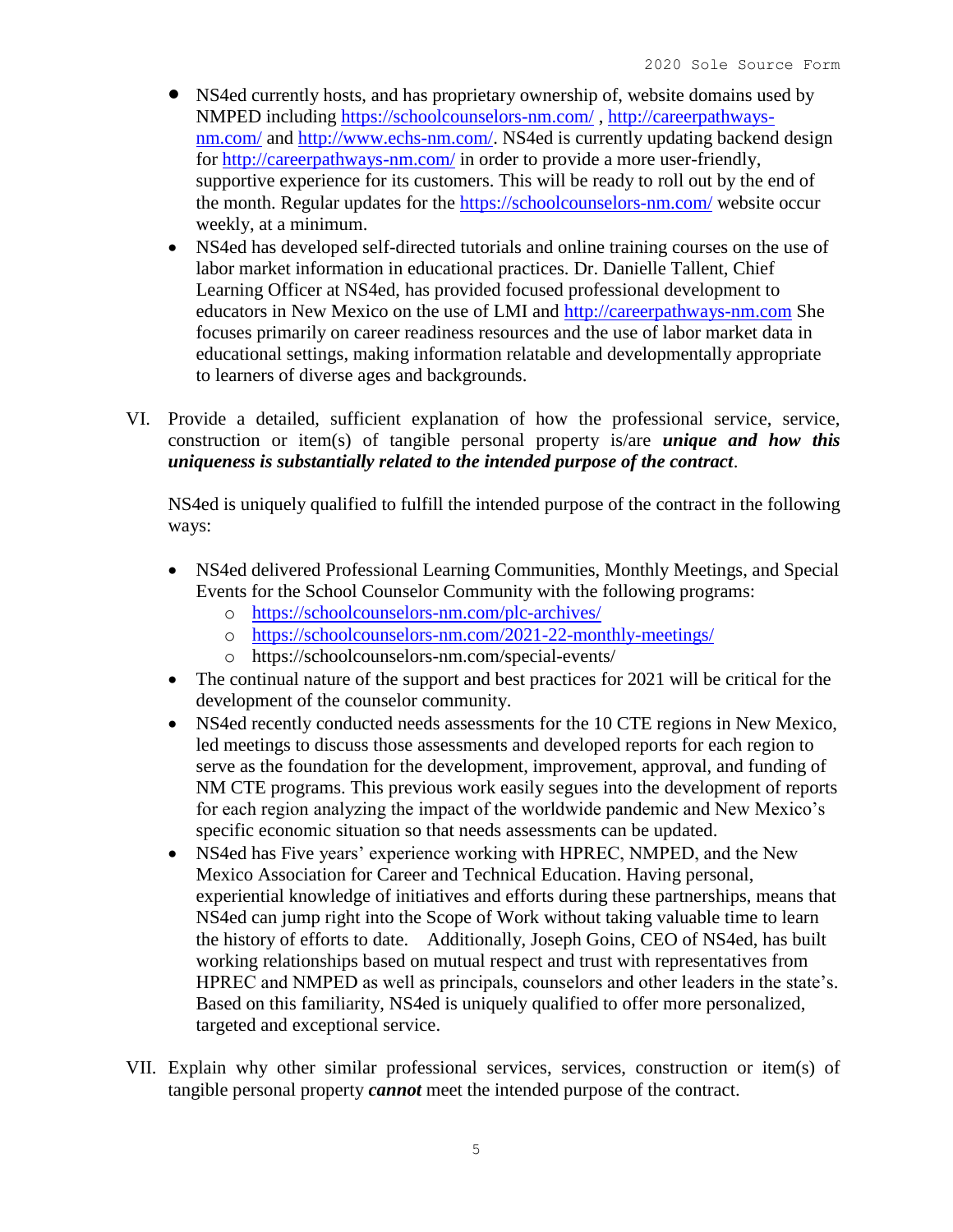- NS4ed currently hosts, and has proprietary ownership of, website domains used by NMPED including https://schoolcounselors-nm.com/ , http://careerpathways-nm.com/ and http://www.echs-nm.com/. NS4ed is currently updating backend design for http://careerpathways-nm.com/ in order to provide a more user-friendly, supportive experience for its customers. This will be ready to roll out by the end of the month. Regular updates for the https://schoolcounselors-nm.com/ website occur weekly, at a minimum.
- NS4ed has developed self-directed tutorials and online training courses on the use of labor market information in educational practices. Dr. Danielle Tallent, Chief Learning Officer at NS4ed, has provided focused professional development to educators in New Mexico on the use of LMI and http://careerpathways-nm.com She focuses primarily on career readiness resources and the use of labor market data in educational settings, making information relatable and developmentally appropriate to learners of diverse ages and backgrounds.

VI. Provide a detailed, sufficient explanation of how the professional service, service, construction or item(s) of tangible personal property is/are ***unique and how this uniqueness is substantially related to the intended purpose of the contract***.

NS4ed is uniquely qualified to fulfill the intended purpose of the contract in the following ways:

- NS4ed delivered Professional Learning Communities, Monthly Meetings, and Special Events for the School Counselor Community with the following programs:
  - https://schoolcounselors-nm.com/plc-archives/
  - https://schoolcounselors-nm.com/2021-22-monthly-meetings/
  - https://schoolcounselors-nm.com/special-events/
- The continual nature of the support and best practices for 2021 will be critical for the development of the counselor community.
- NS4ed recently conducted needs assessments for the 10 CTE regions in New Mexico, led meetings to discuss those assessments and developed reports for each region to serve as the foundation for the development, improvement, approval, and funding of NM CTE programs. This previous work easily segues into the development of reports for each region analyzing the impact of the worldwide pandemic and New Mexico's specific economic situation so that needs assessments can be updated.
- NS4ed has Five years' experience working with HPREC, NMPED, and the New Mexico Association for Career and Technical Education. Having personal, experiential knowledge of initiatives and efforts during these partnerships, means that NS4ed can jump right into the Scope of Work without taking valuable time to learn the history of efforts to date. Additionally, Joseph Goins, CEO of NS4ed, has built working relationships based on mutual respect and trust with representatives from HPREC and NMPED as well as principals, counselors and other leaders in the state's. Based on this familiarity, NS4ed is uniquely qualified to offer more personalized, targeted and exceptional service.

VII. Explain why other similar professional services, services, construction or item(s) of tangible personal property ***cannot*** meet the intended purpose of the contract.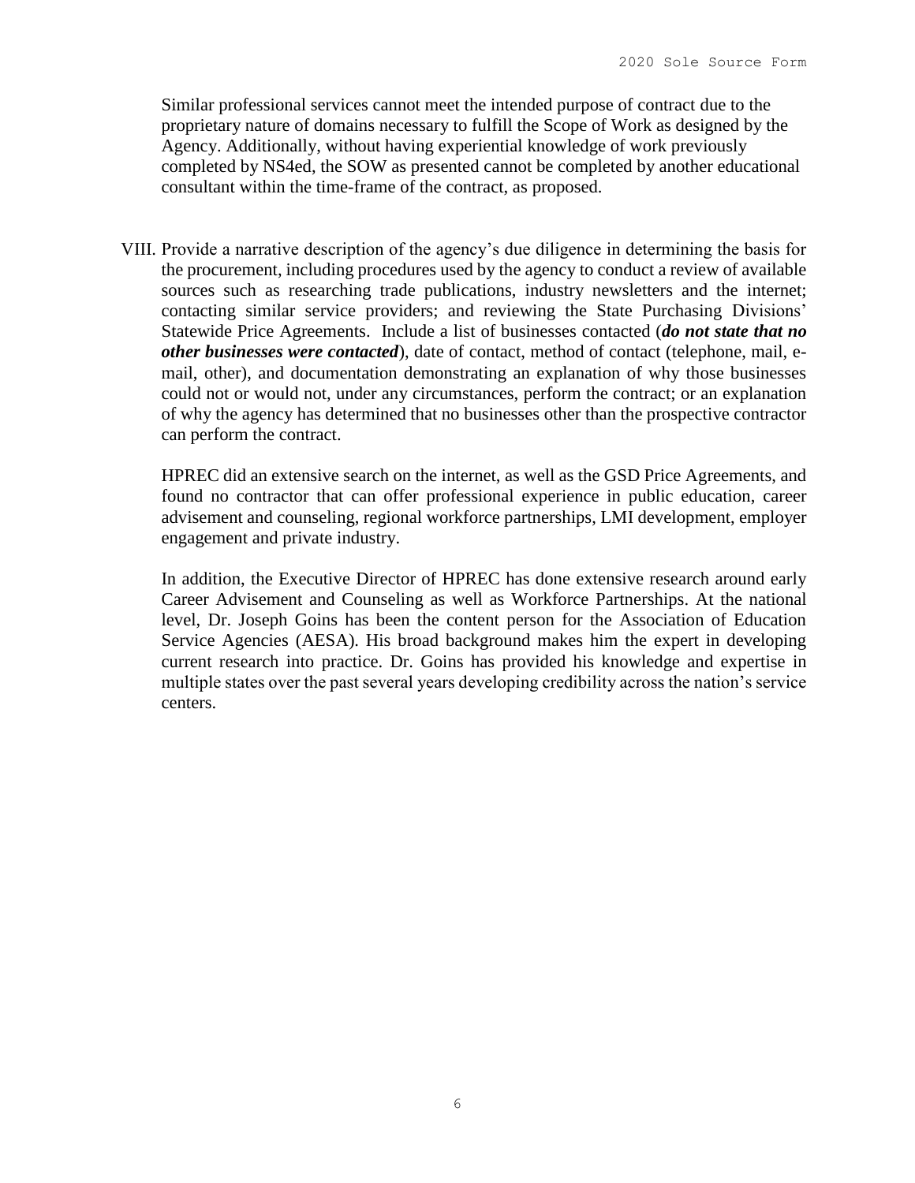Similar professional services cannot meet the intended purpose of contract due to the proprietary nature of domains necessary to fulfill the Scope of Work as designed by the Agency. Additionally, without having experiential knowledge of work previously completed by NS4ed, the SOW as presented cannot be completed by another educational consultant within the time-frame of the contract, as proposed.

VIII. Provide a narrative description of the agency's due diligence in determining the basis for the procurement, including procedures used by the agency to conduct a review of available sources such as researching trade publications, industry newsletters and the internet; contacting similar service providers; and reviewing the State Purchasing Divisions' Statewide Price Agreements. Include a list of businesses contacted (***do not state that no other businesses were contacted***), date of contact, method of contact (telephone, mail, e-mail, other), and documentation demonstrating an explanation of why those businesses could not or would not, under any circumstances, perform the contract; or an explanation of why the agency has determined that no businesses other than the prospective contractor can perform the contract.

HPREC did an extensive search on the internet, as well as the GSD Price Agreements, and found no contractor that can offer professional experience in public education, career advisement and counseling, regional workforce partnerships, LMI development, employer engagement and private industry.

In addition, the Executive Director of HPREC has done extensive research around early Career Advisement and Counseling as well as Workforce Partnerships. At the national level, Dr. Joseph Goins has been the content person for the Association of Education Service Agencies (AESA). His broad background makes him the expert in developing current research into practice. Dr. Goins has provided his knowledge and expertise in multiple states over the past several years developing credibility across the nation's service centers.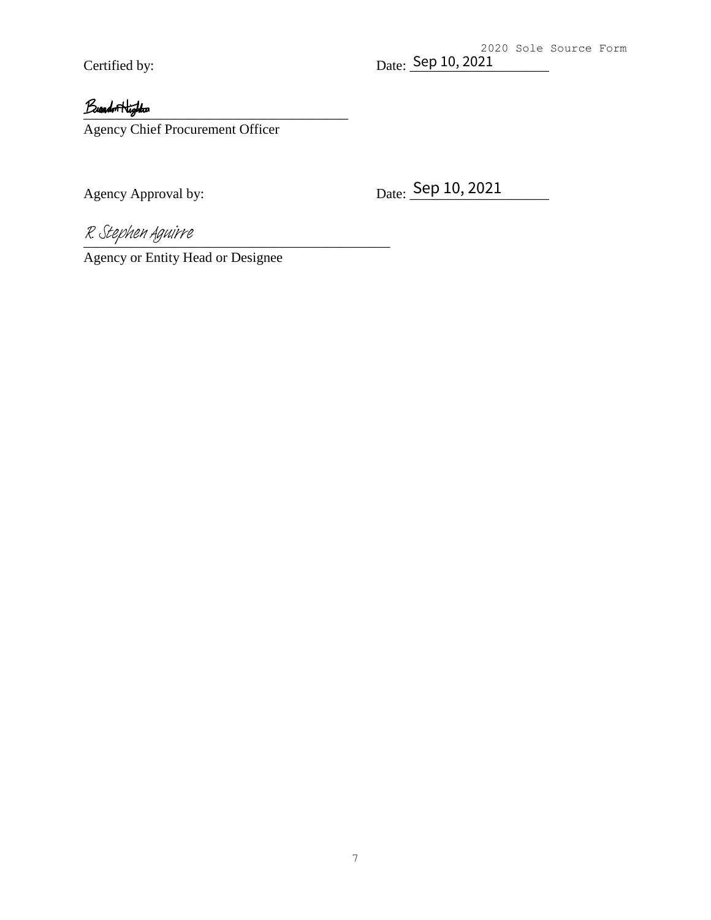Certified by: Date: Sep 10, 2021

Brandon Hightow

Agency Chief Procurement Officer

Agency Approval by: Date: Sep 10, 2021

R. Stephen Aguirre

Agency or Entity Head or Designee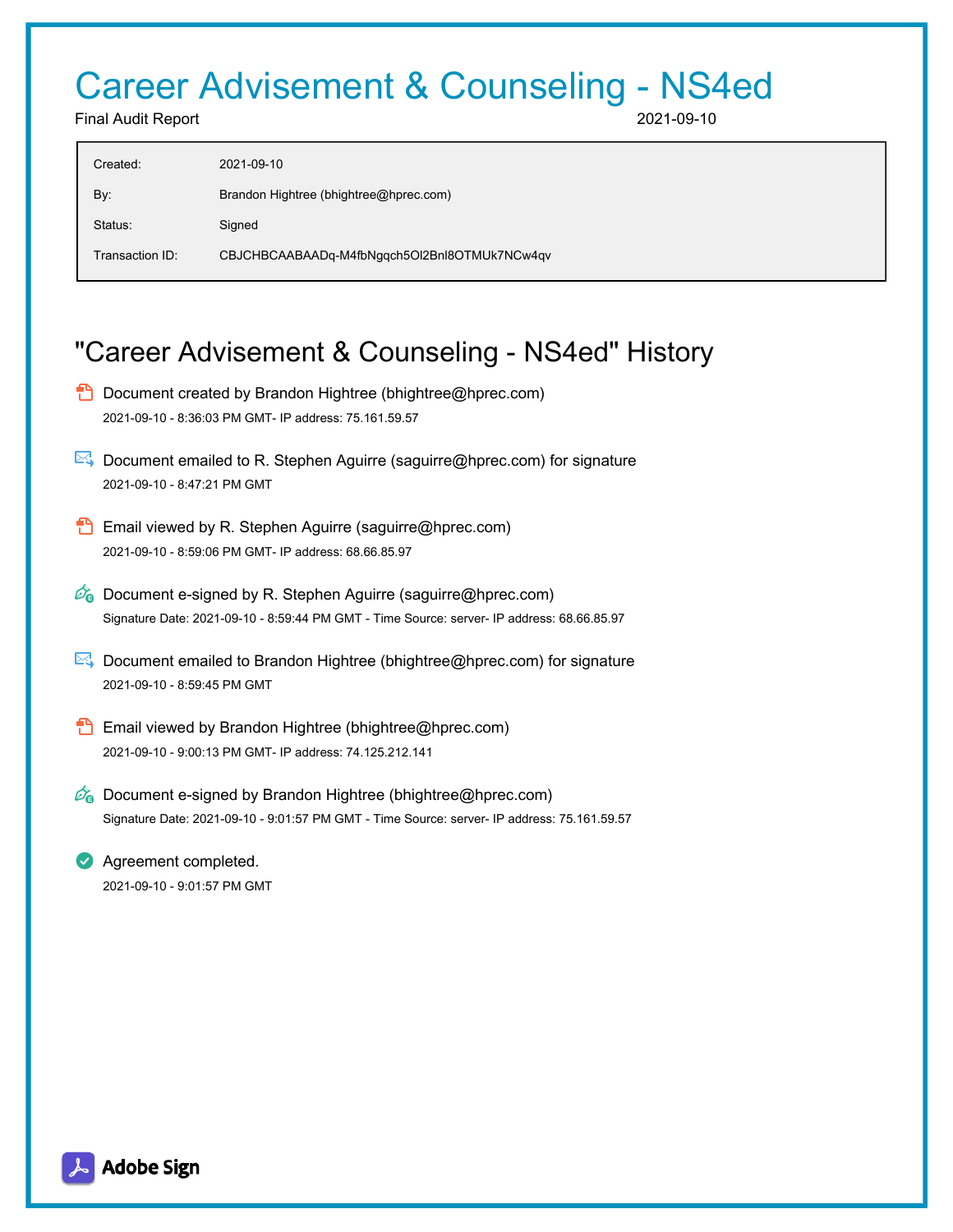# Career Advisement & Counseling - NS4ed

Final Audit Report 2021-09-10

| | |
|---|---|
| Created: | 2021-09-10 |
| By: | Brandon Hightree (bhightree@hprec.com) |
| Status: | Signed |
| Transaction ID: | CBJCHBCAABAADq-M4fbNgqch5Ol2Bnl8OTMUk7NCw4qv |

## "Career Advisement & Counseling - NS4ed" History

- Document created by Brandon Hightree (bhightree@hprec.com)
  2021-09-10 - 8:36:03 PM GMT- IP address: 75.161.59.57

- Document emailed to R. Stephen Aguirre (saguirre@hprec.com) for signature
  2021-09-10 - 8:47:21 PM GMT

- Email viewed by R. Stephen Aguirre (saguirre@hprec.com)
  2021-09-10 - 8:59:06 PM GMT- IP address: 68.66.85.97

- Document e-signed by R. Stephen Aguirre (saguirre@hprec.com)
  Signature Date: 2021-09-10 - 8:59:44 PM GMT - Time Source: server- IP address: 68.66.85.97

- Document emailed to Brandon Hightree (bhightree@hprec.com) for signature
  2021-09-10 - 8:59:45 PM GMT

- Email viewed by Brandon Hightree (bhightree@hprec.com)
  2021-09-10 - 9:00:13 PM GMT- IP address: 74.125.212.141

- Document e-signed by Brandon Hightree (bhightree@hprec.com)
  Signature Date: 2021-09-10 - 9:01:57 PM GMT - Time Source: server- IP address: 75.161.59.57

- Agreement completed.
  2021-09-10 - 9:01:57 PM GMT

Adobe Sign